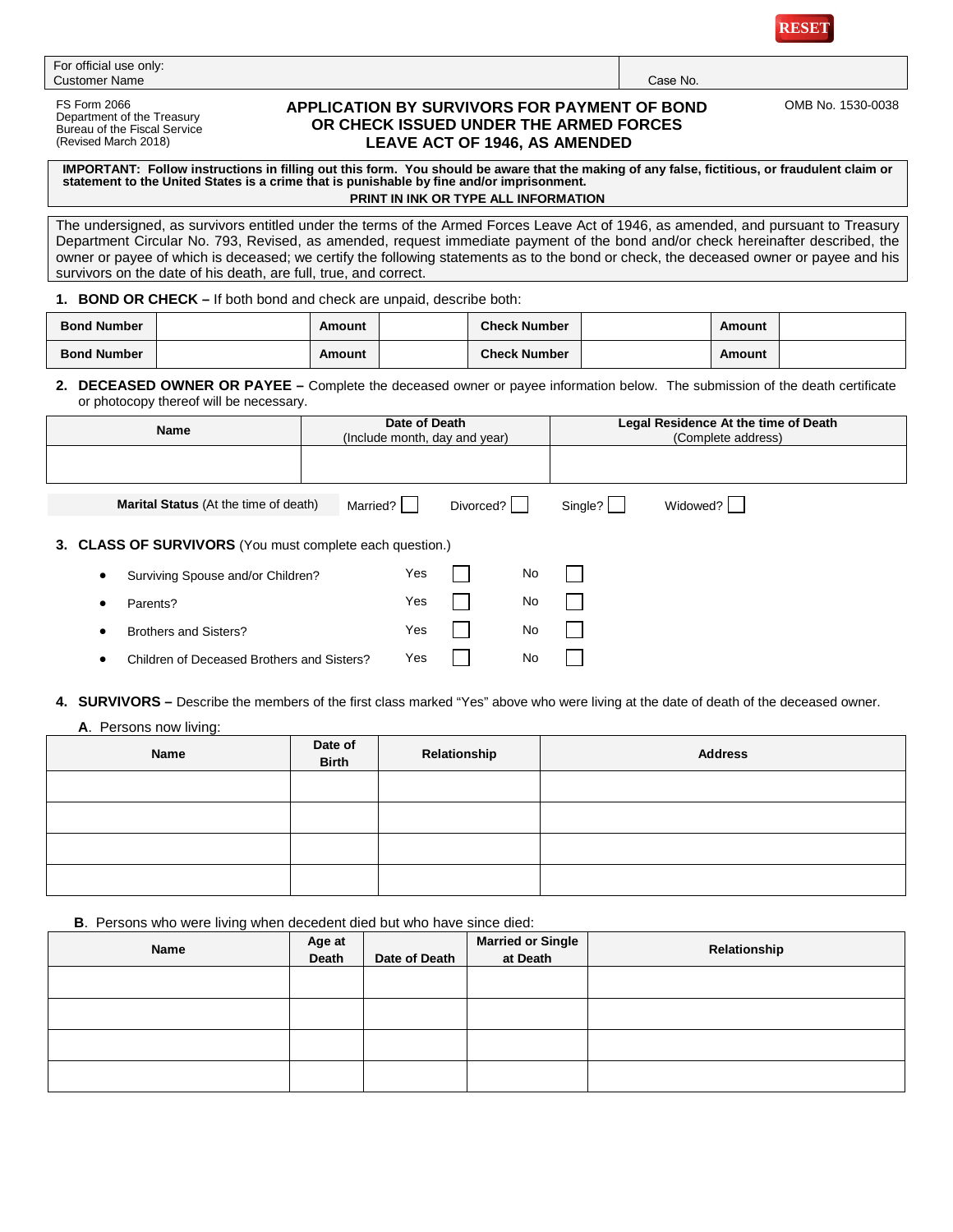RESET

| For official use only: Customer Name | Case No. |
|---|---|

FS Form 2066
Department of the Treasury
Bureau of the Fiscal Service
(Revised March 2018)

# APPLICATION BY SURVIVORS FOR PAYMENT OF BOND OR CHECK ISSUED UNDER THE ARMED FORCES LEAVE ACT OF 1946, AS AMENDED

OMB No. 1530-0038

**IMPORTANT: Follow instructions in filling out this form. You should be aware that the making of any false, fictitious, or fraudulent claim or statement to the United States is a crime that is punishable by fine and/or imprisonment.**

**PRINT IN INK OR TYPE ALL INFORMATION**

The undersigned, as survivors entitled under the terms of the Armed Forces Leave Act of 1946, as amended, and pursuant to Treasury Department Circular No. 793, Revised, as amended, request immediate payment of the bond and/or check hereinafter described, the owner or payee of which is deceased; we certify the following statements as to the bond or check, the deceased owner or payee and his survivors on the date of his death, are full, true, and correct.

**1. BOND OR CHECK –** If both bond and check are unpaid, describe both:

| Bond Number | | Amount | | Check Number | | Amount | |
|---|---|---|---|---|---|---|---|
| Bond Number | | Amount | | Check Number | | Amount | |

**2. DECEASED OWNER OR PAYEE –** Complete the deceased owner or payee information below. The submission of the death certificate or photocopy thereof will be necessary.

| Name | Date of Death (Include month, day and year) | Legal Residence At the time of Death (Complete address) |
|---|---|---|
| | | |

**Marital Status** (At the time of death) Married? ☐ Divorced? ☐ Single? ☐ Widowed? ☐

**3. CLASS OF SURVIVORS** (You must complete each question.)

- Surviving Spouse and/or Children? Yes ☐ No ☐
- Parents? Yes ☐ No ☐
- Brothers and Sisters? Yes ☐ No ☐
- Children of Deceased Brothers and Sisters? Yes ☐ No ☐

**4. SURVIVORS –** Describe the members of the first class marked "Yes" above who were living at the date of death of the deceased owner.

**A**. Persons now living:

| Name | Date of Birth | Relationship | Address |
|---|---|---|---|
| | | | |
| | | | |
| | | | |
| | | | |

**B**. Persons who were living when decedent died but who have since died:

| Name | Age at Death | Date of Death | Married or Single at Death | Relationship |
|---|---|---|---|---|
| | | | | |
| | | | | |
| | | | | |
| | | | | |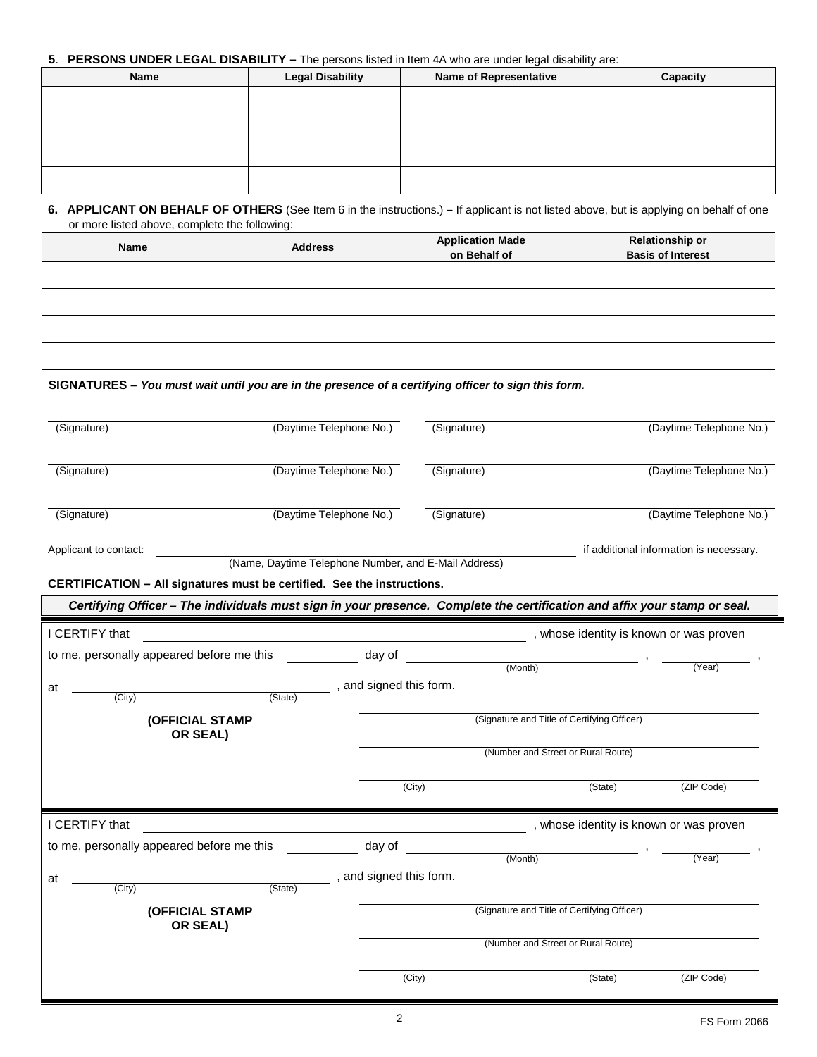**5. PERSONS UNDER LEGAL DISABILITY –** The persons listed in Item 4A who are under legal disability are:

| Name | Legal Disability | Name of Representative | Capacity |
|---|---|---|---|
| | | | |
| | | | |
| | | | |
| | | | |

**6. APPLICANT ON BEHALF OF OTHERS** (See Item 6 in the instructions.) **–** If applicant is not listed above, but is applying on behalf of one or more listed above, complete the following:

| Name | Address | Application Made on Behalf of | Relationship or Basis of Interest |
|---|---|---|---|
| | | | |
| | | | |
| | | | |
| | | | |

**SIGNATURES –** ***You must wait until you are in the presence of a certifying officer to sign this form.***

| (Signature) | (Daytime Telephone No.) | (Signature) | (Daytime Telephone No.) |
|---|---|---|---|
| (Signature) | (Daytime Telephone No.) | (Signature) | (Daytime Telephone No.) |
| (Signature) | (Daytime Telephone No.) | (Signature) | (Daytime Telephone No.) |

Applicant to contact: ______________________________ if additional information is necessary.
(Name, Daytime Telephone Number, and E-Mail Address)

**CERTIFICATION – All signatures must be certified. See the instructions.**

***Certifying Officer – The individuals must sign in your presence. Complete the certification and affix your stamp or seal.***

I CERTIFY that ______________________________, whose identity is known or was proven to me, personally appeared before me this ________ day of ______________ (Month), ________ (Year), at ______________ (City) ________ (State), and signed this form.

**(OFFICIAL STAMP OR SEAL)**

______________________________
(Signature and Title of Certifying Officer)

______________________________
(Number and Street or Rural Route)

______________________________
(City) (State) (ZIP Code)

I CERTIFY that ______________________________, whose identity is known or was proven to me, personally appeared before me this ________ day of ______________ (Month), ________ (Year), at ______________ (City) ________ (State), and signed this form.

**(OFFICIAL STAMP OR SEAL)**

______________________________
(Signature and Title of Certifying Officer)

______________________________
(Number and Street or Rural Route)

______________________________
(City) (State) (ZIP Code)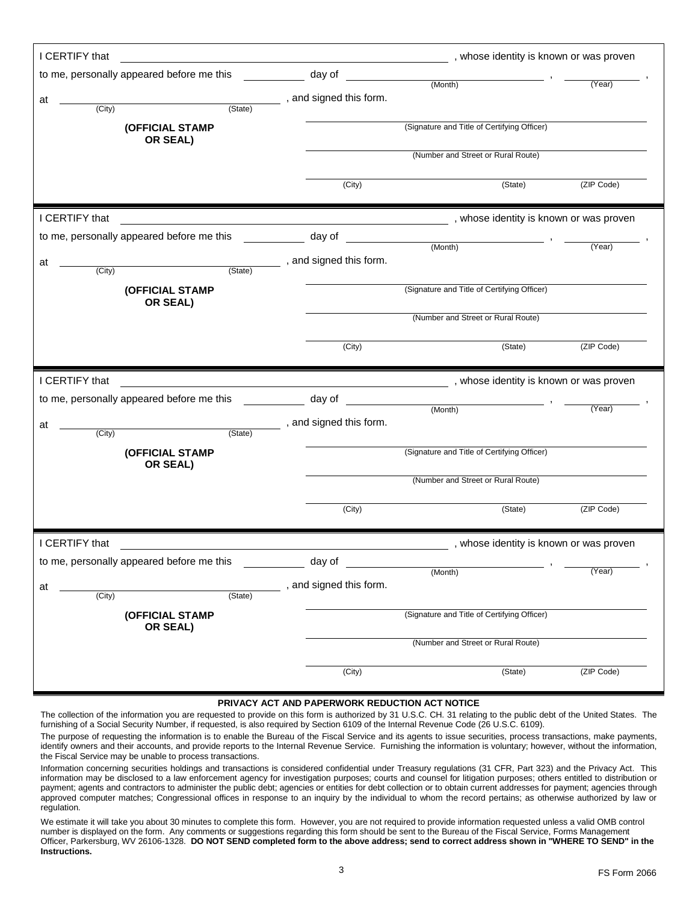I CERTIFY that ______________________________________, whose identity is known or was proven to me, personally appeared before me this ________ day of ______________________ (Month), ________ (Year), at ______________ (City) ______________ (State), and signed this form.

**(OFFICIAL STAMP OR SEAL)**

______________________________________
(Signature and Title of Certifying Officer)

______________________________________
(Number and Street or Rural Route)

______________________________________
(City) (State) (ZIP Code)

---

I CERTIFY that ______________________________________, whose identity is known or was proven to me, personally appeared before me this ________ day of ______________________ (Month), ________ (Year), at ______________ (City) ______________ (State), and signed this form.

**(OFFICIAL STAMP OR SEAL)**

______________________________________
(Signature and Title of Certifying Officer)

______________________________________
(Number and Street or Rural Route)

______________________________________
(City) (State) (ZIP Code)

---

I CERTIFY that ______________________________________, whose identity is known or was proven to me, personally appeared before me this ________ day of ______________________ (Month), ________ (Year), at ______________ (City) ______________ (State), and signed this form.

**(OFFICIAL STAMP OR SEAL)**

______________________________________
(Signature and Title of Certifying Officer)

______________________________________
(Number and Street or Rural Route)

______________________________________
(City) (State) (ZIP Code)

---

I CERTIFY that ______________________________________, whose identity is known or was proven to me, personally appeared before me this ________ day of ______________________ (Month), ________ (Year), at ______________ (City) ______________ (State), and signed this form.

**(OFFICIAL STAMP OR SEAL)**

______________________________________
(Signature and Title of Certifying Officer)

______________________________________
(Number and Street or Rural Route)

______________________________________
(City) (State) (ZIP Code)

---

**PRIVACY ACT AND PAPERWORK REDUCTION ACT NOTICE**

The collection of the information you are requested to provide on this form is authorized by 31 U.S.C. CH. 31 relating to the public debt of the United States. The furnishing of a Social Security Number, if requested, is also required by Section 6109 of the Internal Revenue Code (26 U.S.C. 6109).

The purpose of requesting the information is to enable the Bureau of the Fiscal Service and its agents to issue securities, process transactions, make payments, identify owners and their accounts, and provide reports to the Internal Revenue Service. Furnishing the information is voluntary; however, without the information, the Fiscal Service may be unable to process transactions.

Information concerning securities holdings and transactions is considered confidential under Treasury regulations (31 CFR, Part 323) and the Privacy Act. This information may be disclosed to a law enforcement agency for investigation purposes; courts and counsel for litigation purposes; others entitled to distribution or payment; agents and contractors to administer the public debt; agencies or entities for debt collection or to obtain current addresses for payment; agencies through approved computer matches; Congressional offices in response to an inquiry by the individual to whom the record pertains; as otherwise authorized by law or regulation.

We estimate it will take you about 30 minutes to complete this form. However, you are not required to provide information requested unless a valid OMB control number is displayed on the form. Any comments or suggestions regarding this form should be sent to the Bureau of the Fiscal Service, Forms Management Officer, Parkersburg, WV 26106-1328. **DO NOT SEND completed form to the above address; send to correct address shown in "WHERE TO SEND" in the Instructions.**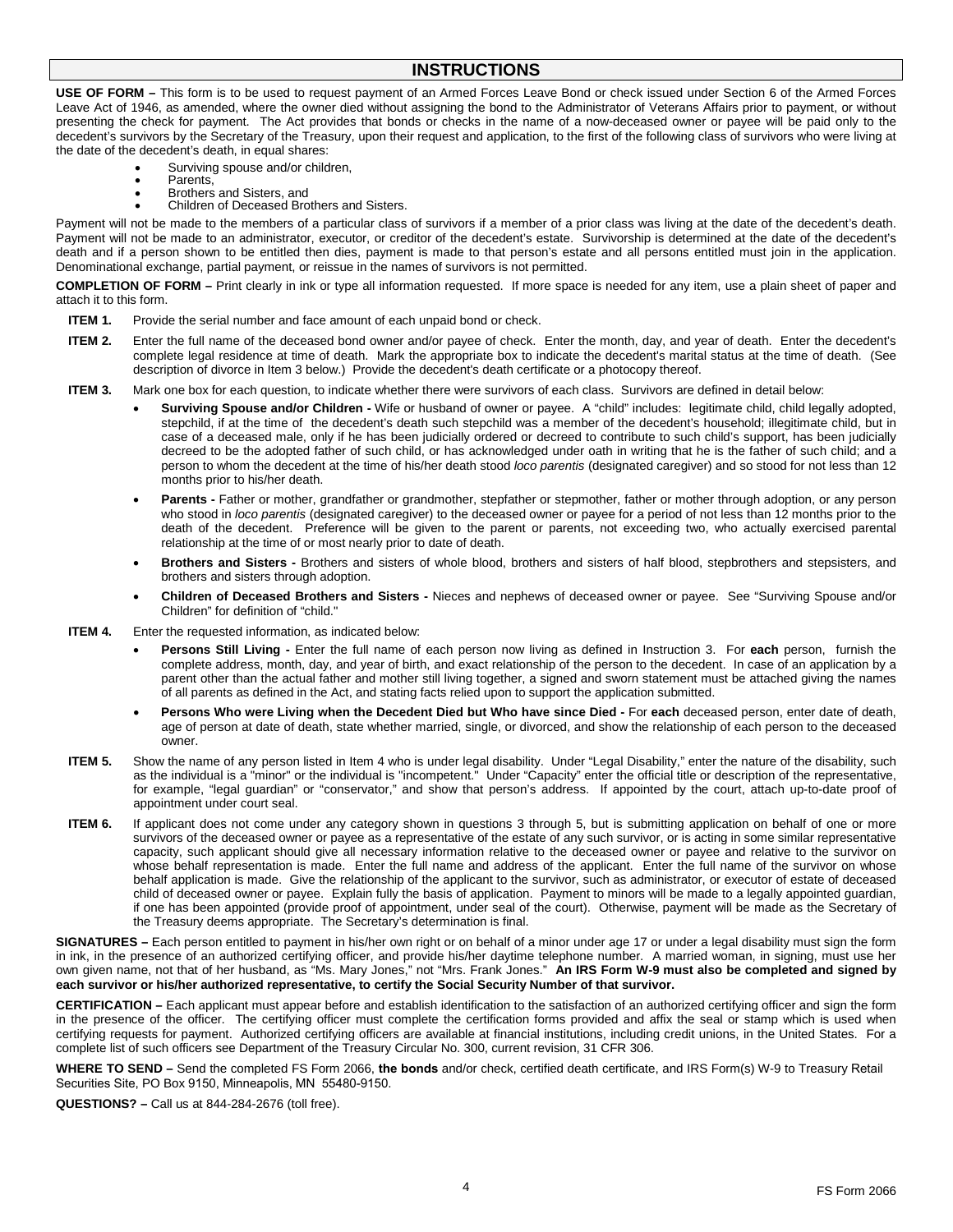# INSTRUCTIONS

**USE OF FORM –** This form is to be used to request payment of an Armed Forces Leave Bond or check issued under Section 6 of the Armed Forces Leave Act of 1946, as amended, where the owner died without assigning the bond to the Administrator of Veterans Affairs prior to payment, or without presenting the check for payment. The Act provides that bonds or checks in the name of a now-deceased owner or payee will be paid only to the decedent's survivors by the Secretary of the Treasury, upon their request and application, to the first of the following class of survivors who were living at the date of the decedent's death, in equal shares:

- Surviving spouse and/or children,
- Parents,
- Brothers and Sisters, and
- Children of Deceased Brothers and Sisters.

Payment will not be made to the members of a particular class of survivors if a member of a prior class was living at the date of the decedent's death. Payment will not be made to an administrator, executor, or creditor of the decedent's estate. Survivorship is determined at the date of the decedent's death and if a person shown to be entitled then dies, payment is made to that person's estate and all persons entitled must join in the application. Denominational exchange, partial payment, or reissue in the names of survivors is not permitted.

**COMPLETION OF FORM –** Print clearly in ink or type all information requested. If more space is needed for any item, use a plain sheet of paper and attach it to this form.

**ITEM 1.** Provide the serial number and face amount of each unpaid bond or check.

**ITEM 2.** Enter the full name of the deceased bond owner and/or payee of check. Enter the month, day, and year of death. Enter the decedent's complete legal residence at time of death. Mark the appropriate box to indicate the decedent's marital status at the time of death. (See description of divorce in Item 3 below.) Provide the decedent's death certificate or a photocopy thereof.

**ITEM 3.** Mark one box for each question, to indicate whether there were survivors of each class. Survivors are defined in detail below:

- **Surviving Spouse and/or Children -** Wife or husband of owner or payee. A "child" includes: legitimate child, child legally adopted, stepchild, if at the time of the decedent's death such stepchild was a member of the decedent's household; illegitimate child, but in case of a deceased male, only if he has been judicially ordered or decreed to contribute to such child's support, has been judicially decreed to be the adopted father of such child, or has acknowledged under oath in writing that he is the father of such child; and a person to whom the decedent at the time of his/her death stood *loco parentis* (designated caregiver) and so stood for not less than 12 months prior to his/her death.
- **Parents -** Father or mother, grandfather or grandmother, stepfather or stepmother, father or mother through adoption, or any person who stood in *loco parentis* (designated caregiver) to the deceased owner or payee for a period of not less than 12 months prior to the death of the decedent. Preference will be given to the parent or parents, not exceeding two, who actually exercised parental relationship at the time of or most nearly prior to date of death.
- **Brothers and Sisters -** Brothers and sisters of whole blood, brothers and sisters of half blood, stepbrothers and stepsisters, and brothers and sisters through adoption.
- **Children of Deceased Brothers and Sisters -** Nieces and nephews of deceased owner or payee. See "Surviving Spouse and/or Children" for definition of "child."

**ITEM 4.** Enter the requested information, as indicated below:

- **Persons Still Living -** Enter the full name of each person now living as defined in Instruction 3. For **each** person, furnish the complete address, month, day, and year of birth, and exact relationship of the person to the decedent. In case of an application by a parent other than the actual father and mother still living together, a signed and sworn statement must be attached giving the names of all parents as defined in the Act, and stating facts relied upon to support the application submitted.
- **Persons Who were Living when the Decedent Died but Who have since Died -** For **each** deceased person, enter date of death, age of person at date of death, state whether married, single, or divorced, and show the relationship of each person to the deceased owner.

**ITEM 5.** Show the name of any person listed in Item 4 who is under legal disability. Under "Legal Disability," enter the nature of the disability, such as the individual is a "minor" or the individual is "incompetent." Under "Capacity" enter the official title or description of the representative, for example, "legal guardian" or "conservator," and show that person's address. If appointed by the court, attach up-to-date proof of appointment under court seal.

**ITEM 6.** If applicant does not come under any category shown in questions 3 through 5, but is submitting application on behalf of one or more survivors of the deceased owner or payee as a representative of the estate of any such survivor, or is acting in some similar representative capacity, such applicant should give all necessary information relative to the deceased owner or payee and relative to the survivor on whose behalf representation is made. Enter the full name and address of the applicant. Enter the full name of the survivor on whose behalf application is made. Give the relationship of the applicant to the survivor, such as administrator, or executor of estate of deceased child of deceased owner or payee. Explain fully the basis of application. Payment to minors will be made to a legally appointed guardian, if one has been appointed (provide proof of appointment, under seal of the court). Otherwise, payment will be made as the Secretary of the Treasury deems appropriate. The Secretary's determination is final.

**SIGNATURES –** Each person entitled to payment in his/her own right or on behalf of a minor under age 17 or under a legal disability must sign the form in ink, in the presence of an authorized certifying officer, and provide his/her daytime telephone number. A married woman, in signing, must use her own given name, not that of her husband, as "Ms. Mary Jones," not "Mrs. Frank Jones." **An IRS Form W-9 must also be completed and signed by each survivor or his/her authorized representative, to certify the Social Security Number of that survivor.**

**CERTIFICATION –** Each applicant must appear before and establish identification to the satisfaction of an authorized certifying officer and sign the form in the presence of the officer. The certifying officer must complete the certification forms provided and affix the seal or stamp which is used when certifying requests for payment. Authorized certifying officers are available at financial institutions, including credit unions, in the United States. For a complete list of such officers see Department of the Treasury Circular No. 300, current revision, 31 CFR 306.

**WHERE TO SEND –** Send the completed FS Form 2066, **the bonds** and/or check, certified death certificate, and IRS Form(s) W-9 to Treasury Retail Securities Site, PO Box 9150, Minneapolis, MN 55480-9150.

**QUESTIONS? –** Call us at 844-284-2676 (toll free).